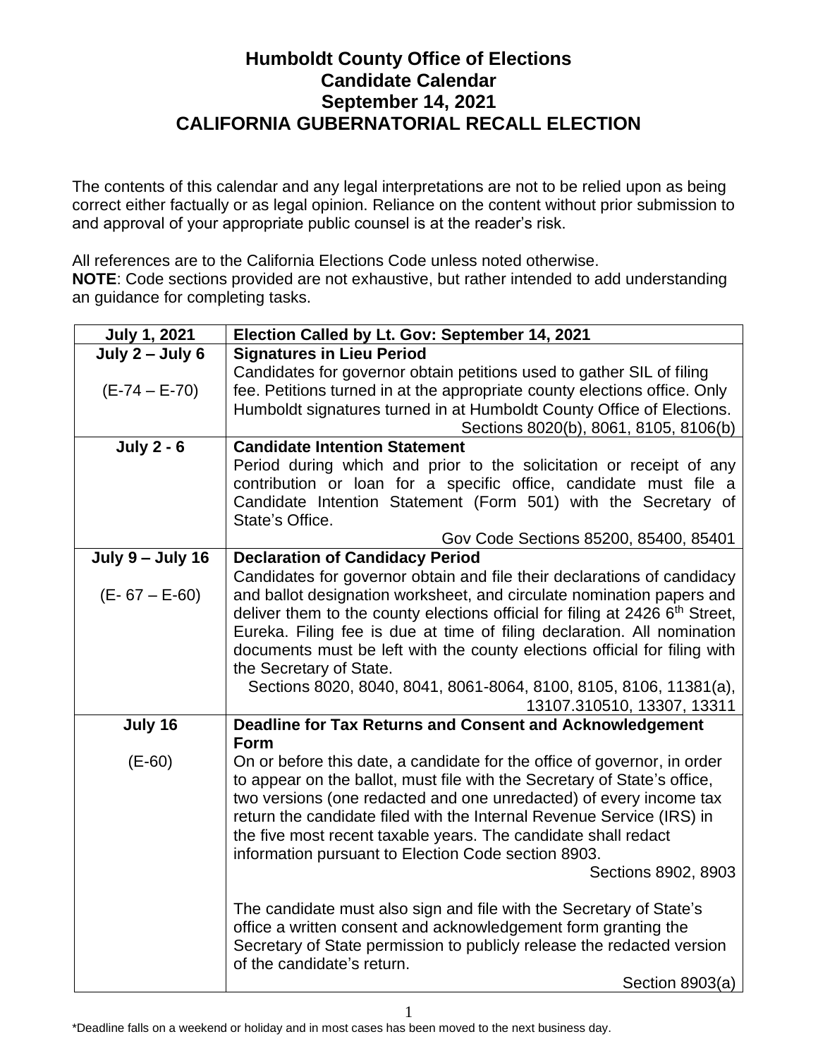# Humboldt County Office of Elections
# Candidate Calendar
# September 14, 2021
# CALIFORNIA GUBERNATORIAL RECALL ELECTION

The contents of this calendar and any legal interpretations are not to be relied upon as being correct either factually or as legal opinion. Reliance on the content without prior submission to and approval of your appropriate public counsel is at the reader's risk.

All references are to the California Elections Code unless noted otherwise.
**NOTE**: Code sections provided are not exhaustive, but rather intended to add understanding an guidance for completing tasks.

| **July 1, 2021** | **Election Called by Lt. Gov: September 14, 2021** |
|---|---|
| **July 2 – July 6**<br><br>(E-74 – E-70) | **Signatures in Lieu Period**<br>Candidates for governor obtain petitions used to gather SIL of filing fee. Petitions turned in at the appropriate county elections office. Only Humboldt signatures turned in at Humboldt County Office of Elections.<br>Sections 8020(b), 8061, 8105, 8106(b) |
| **July 2 - 6** | **Candidate Intention Statement**<br>Period during which and prior to the solicitation or receipt of any contribution or loan for a specific office, candidate must file a Candidate Intention Statement (Form 501) with the Secretary of State's Office.<br>Gov Code Sections 85200, 85400, 85401 |
| **July 9 – July 16**<br><br>(E- 67 – E-60) | **Declaration of Candidacy Period**<br>Candidates for governor obtain and file their declarations of candidacy and ballot designation worksheet, and circulate nomination papers and deliver them to the county elections official for filing at 2426 6th Street, Eureka. Filing fee is due at time of filing declaration. All nomination documents must be left with the county elections official for filing with the Secretary of State.<br>Sections 8020, 8040, 8041, 8061-8064, 8100, 8105, 8106, 11381(a), 13107.310510, 13307, 13311 |
| **July 16**<br><br>(E-60) | **Deadline for Tax Returns and Consent and Acknowledgement Form**<br>On or before this date, a candidate for the office of governor, in order to appear on the ballot, must file with the Secretary of State's office, two versions (one redacted and one unredacted) of every income tax return the candidate filed with the Internal Revenue Service (IRS) in the five most recent taxable years. The candidate shall redact information pursuant to Election Code section 8903.<br>Sections 8902, 8903<br><br>The candidate must also sign and file with the Secretary of State's office a written consent and acknowledgement form granting the Secretary of State permission to publicly release the redacted version of the candidate's return.<br>Section 8903(a) |

\*Deadline falls on a weekend or holiday and in most cases has been moved to the next business day.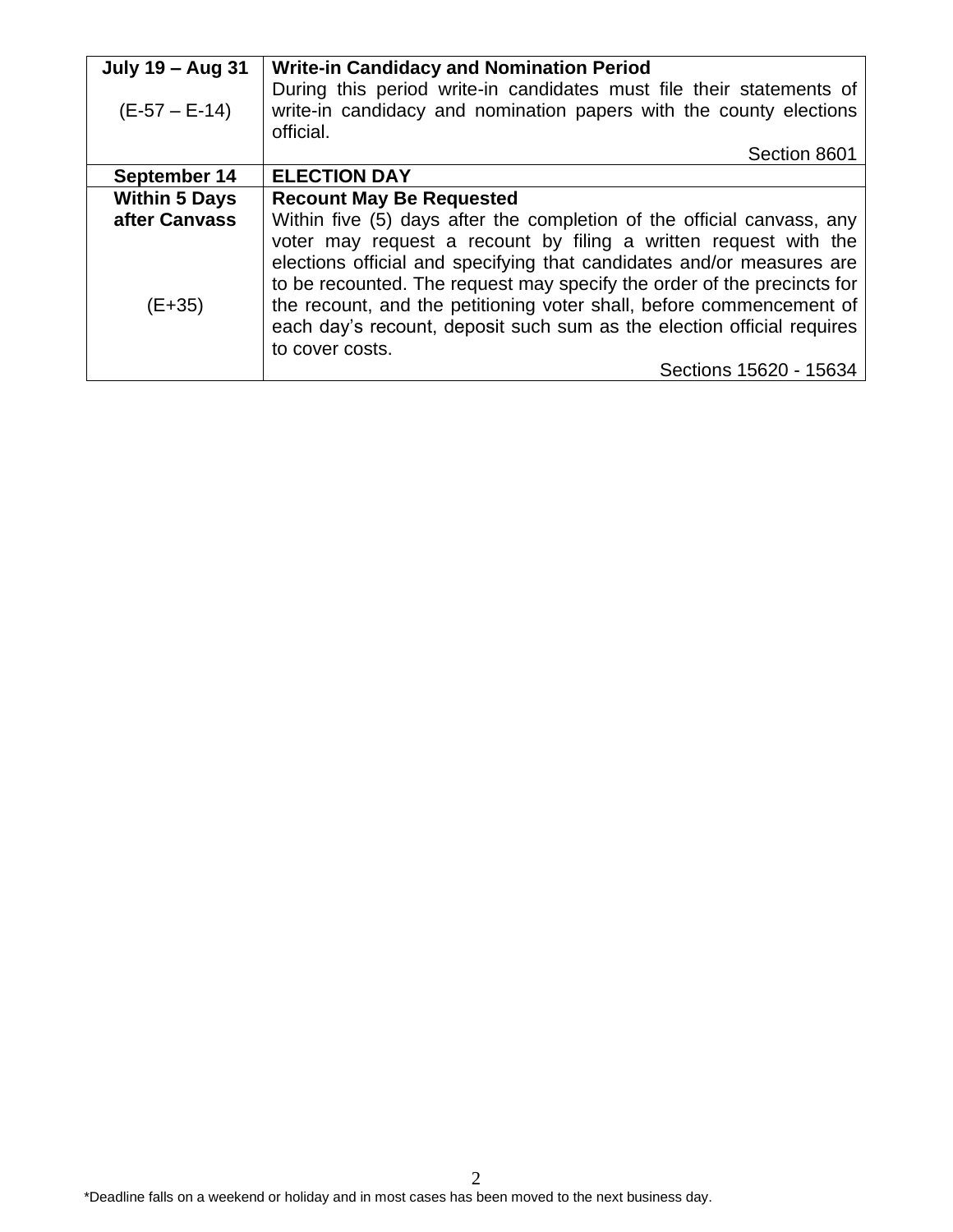| | |
|---|---|
| **July 19 – Aug 31**<br><br>(E-57 – E-14) | **Write-in Candidacy and Nomination Period**<br>During this period write-in candidates must file their statements of write-in candidacy and nomination papers with the county elections official.<br>Section 8601 |
| **September 14** | **ELECTION DAY** |
| **Within 5 Days after Canvass**<br><br>(E+35) | **Recount May Be Requested**<br>Within five (5) days after the completion of the official canvass, any voter may request a recount by filing a written request with the elections official and specifying that candidates and/or measures are to be recounted. The request may specify the order of the precincts for the recount, and the petitioning voter shall, before commencement of each day's recount, deposit such sum as the election official requires to cover costs.<br>Sections 15620 - 15634 |

*Deadline falls on a weekend or holiday and in most cases has been moved to the next business day.